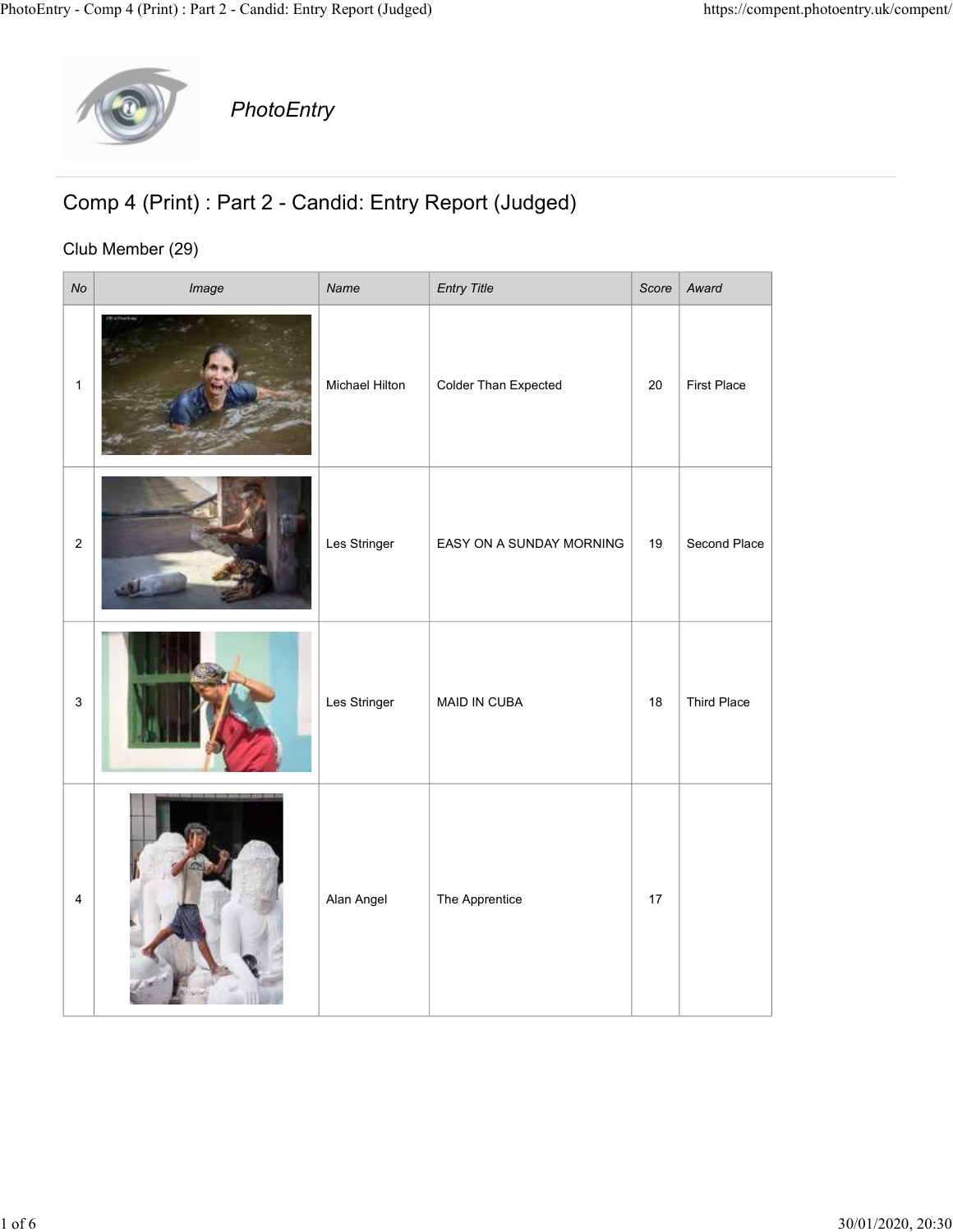PhotoEntry

# Comp 4 (Print) : Part 2 - Candid: Entry Report (Judged)

## Club Member (29)

| No | Image | Name | Entry Title | Score | Award |
| --- | --- | --- | --- | --- | --- |
| 1 | | Michael Hilton | Colder Than Expected | 20 | First Place |
| 2 | | Les Stringer | EASY ON A SUNDAY MORNING | 19 | Second Place |
| 3 | | Les Stringer | MAID IN CUBA | 18 | Third Place |
| 4 | | Alan Angel | The Apprentice | 17 | |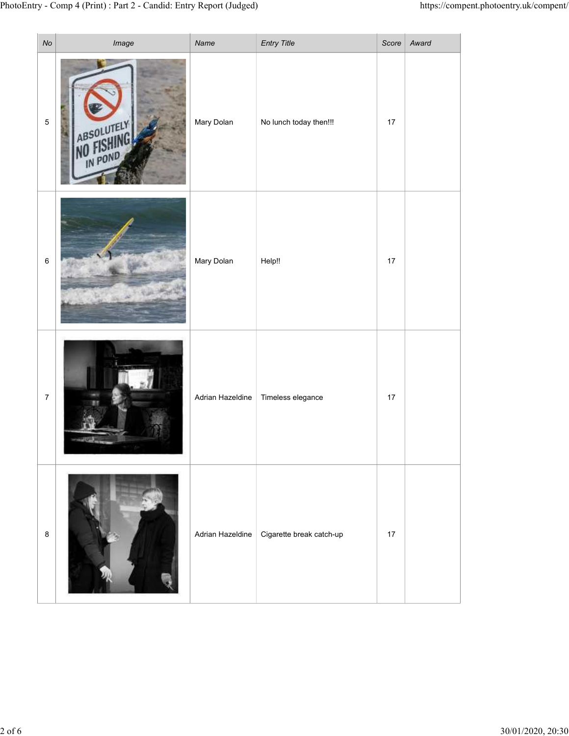| No | Image | Name | Entry Title | Score | Award |
|---|---|---|---|---|---|
| 5 | | Mary Dolan | No lunch today then!!! | 17 | |
| 6 | | Mary Dolan | Help!! | 17 | |
| 7 | | Adrian Hazeldine | Timeless elegance | 17 | |
| 8 | | Adrian Hazeldine | Cigarette break catch-up | 17 | |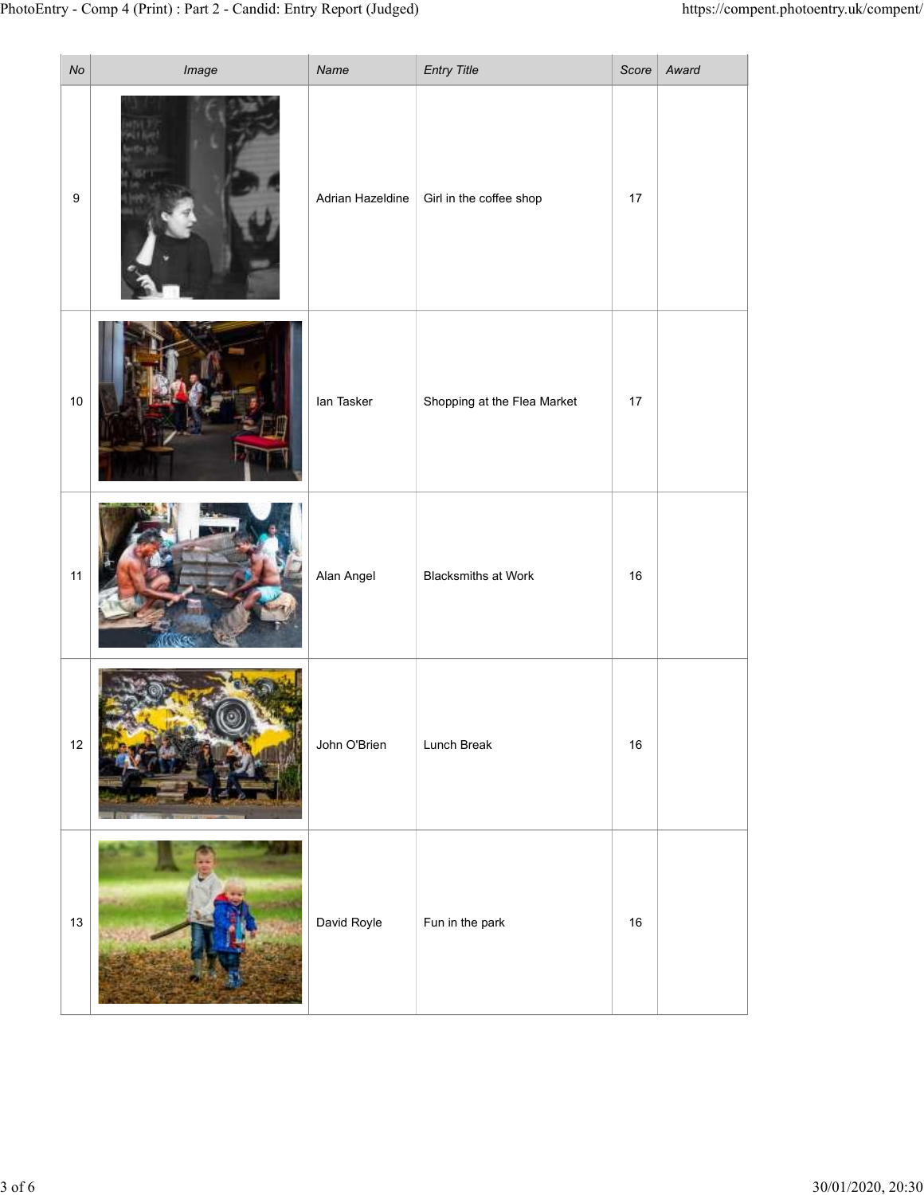| No | Image | Name | Entry Title | Score | Award |
|---|---|---|---|---|---|
| 9 | | Adrian Hazeldine | Girl in the coffee shop | 17 | |
| 10 | | Ian Tasker | Shopping at the Flea Market | 17 | |
| 11 | | Alan Angel | Blacksmiths at Work | 16 | |
| 12 | | John O'Brien | Lunch Break | 16 | |
| 13 | | David Royle | Fun in the park | 16 | |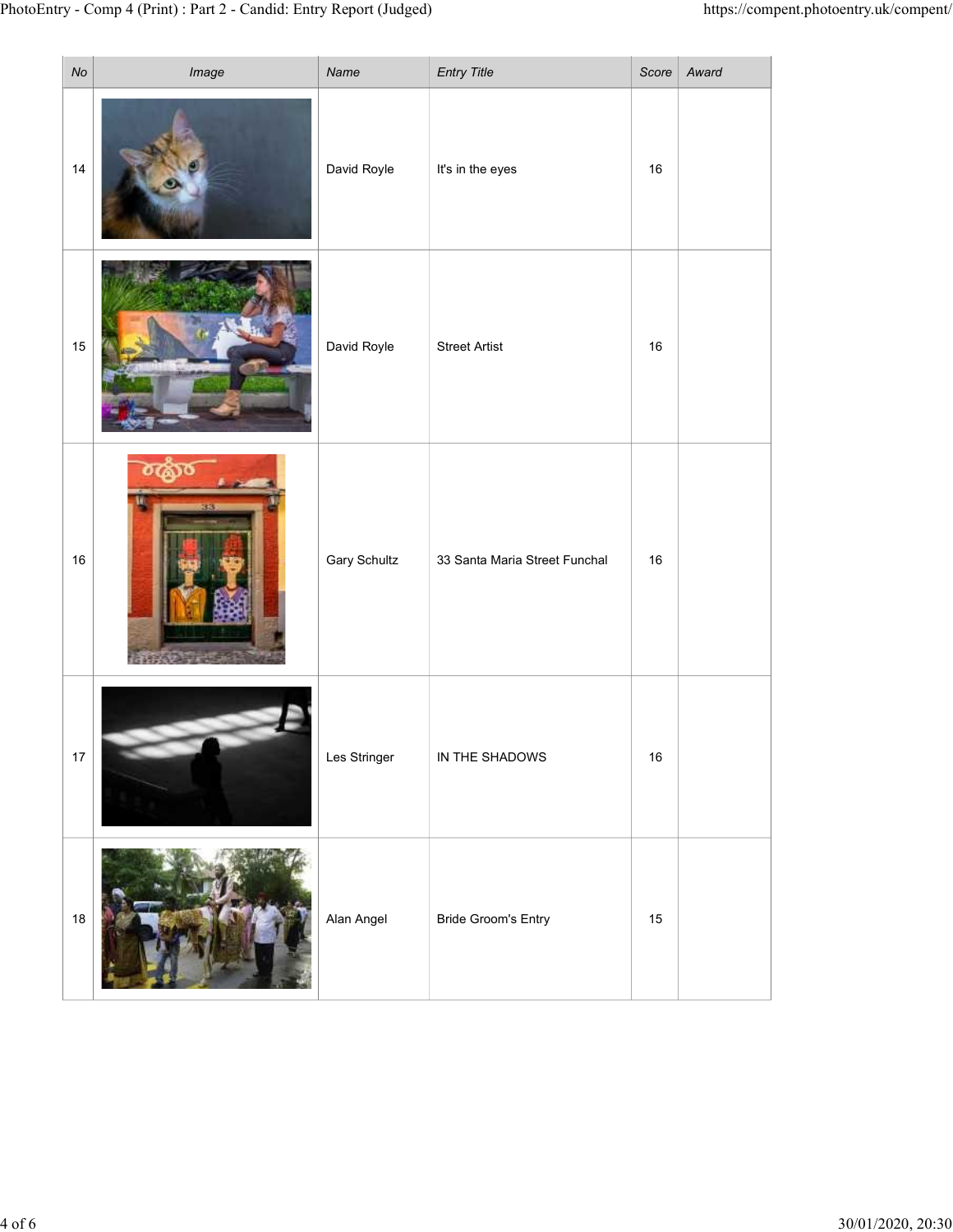| No | Image | Name | Entry Title | Score | Award |
|---|---|---|---|---|---|
| 14 | | David Royle | It's in the eyes | 16 | |
| 15 | | David Royle | Street Artist | 16 | |
| 16 | | Gary Schultz | 33 Santa Maria Street Funchal | 16 | |
| 17 | | Les Stringer | IN THE SHADOWS | 16 | |
| 18 | | Alan Angel | Bride Groom's Entry | 15 | |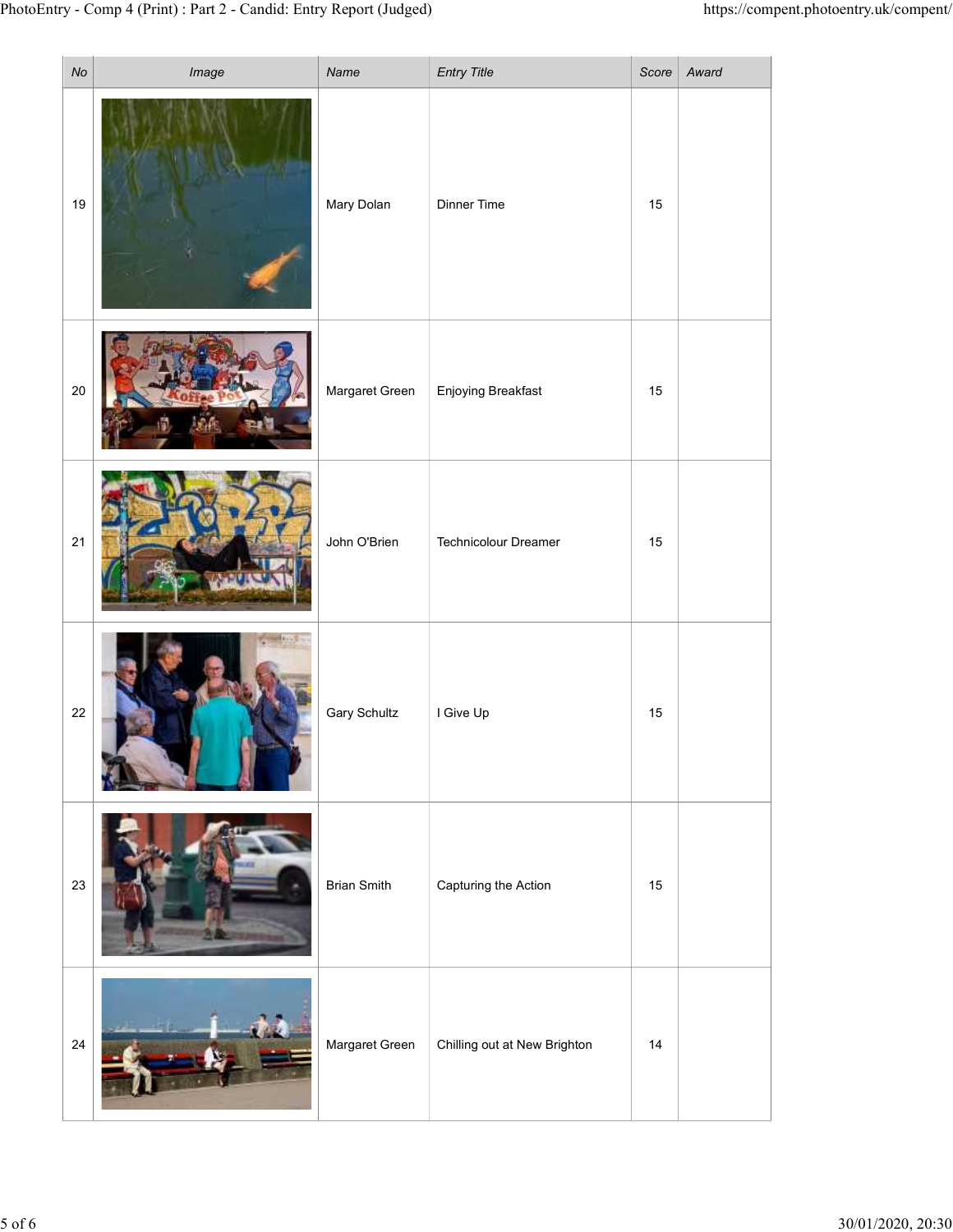| No | Image | Name | Entry Title | Score | Award |
|---|---|---|---|---|---|
| 19 | | Mary Dolan | Dinner Time | 15 | |
| 20 | | Margaret Green | Enjoying Breakfast | 15 | |
| 21 | | John O'Brien | Technicolour Dreamer | 15 | |
| 22 | | Gary Schultz | I Give Up | 15 | |
| 23 | | Brian Smith | Capturing the Action | 15 | |
| 24 | | Margaret Green | Chilling out at New Brighton | 14 | |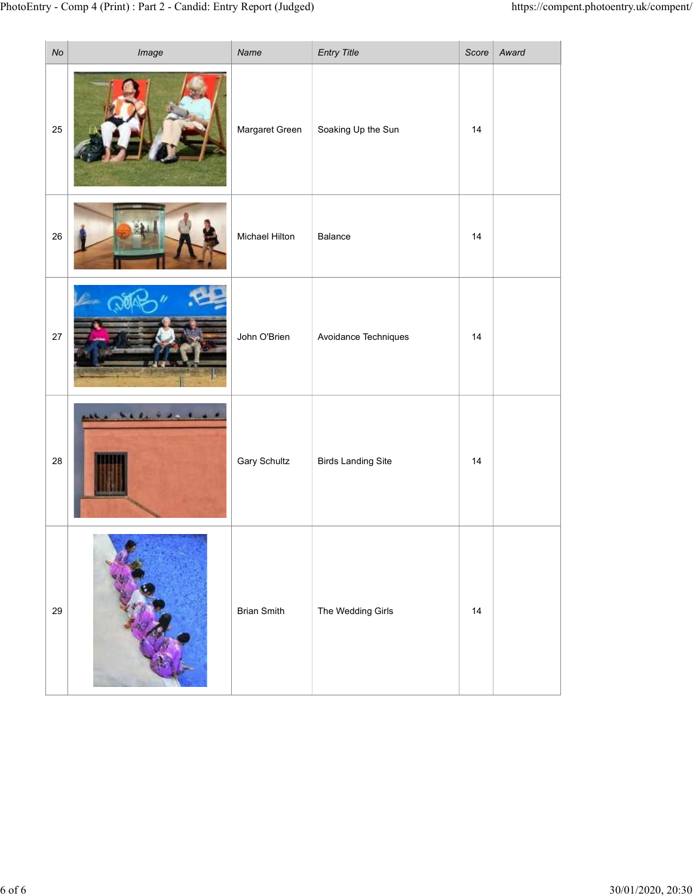| No | Image | Name | Entry Title | Score | Award |
|---|---|---|---|---|---|
| 25 | | Margaret Green | Soaking Up the Sun | 14 | |
| 26 | | Michael Hilton | Balance | 14 | |
| 27 | | John O'Brien | Avoidance Techniques | 14 | |
| 28 | | Gary Schultz | Birds Landing Site | 14 | |
| 29 | | Brian Smith | The Wedding Girls | 14 | |